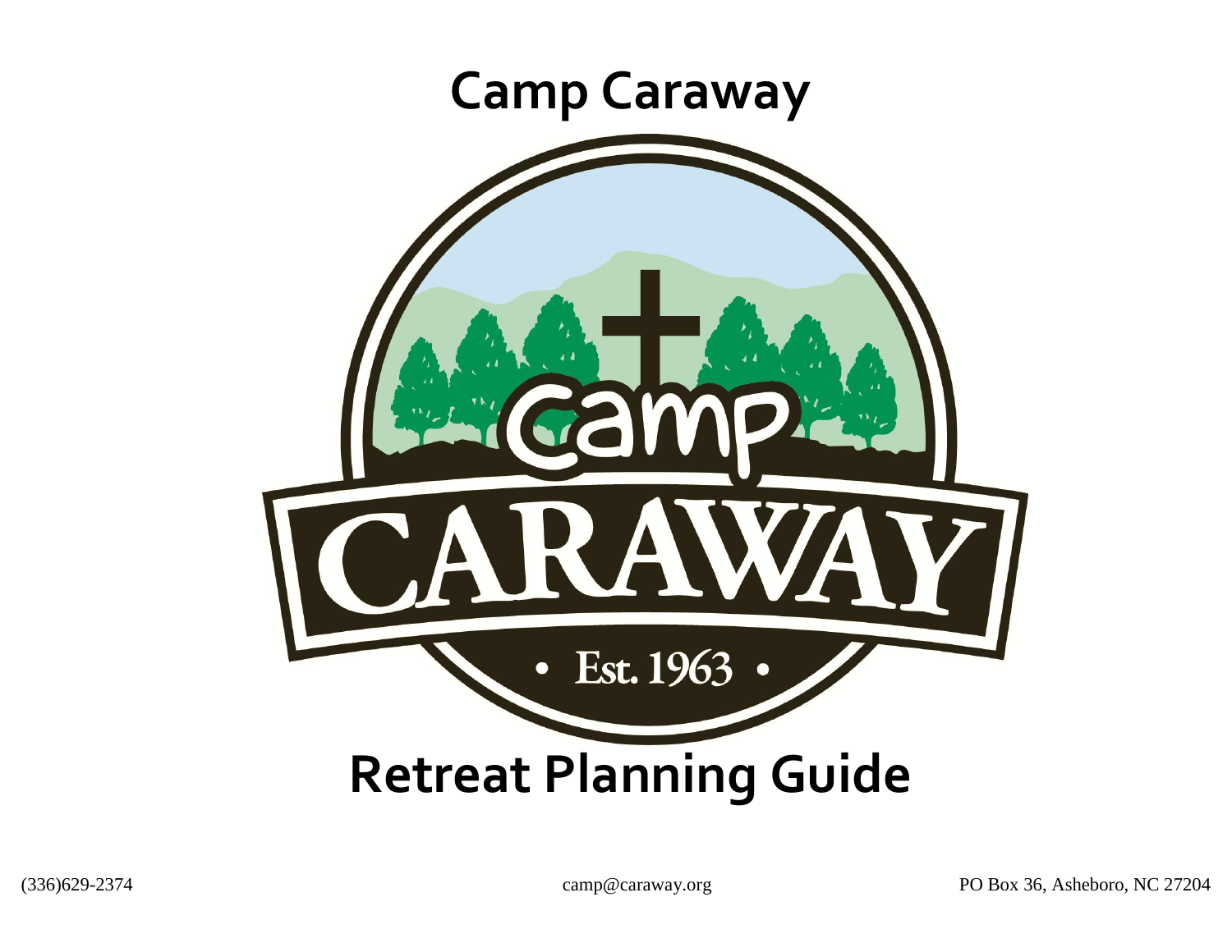# Camp Caraway

# Retreat Planning Guide

(336)629-2374 camp@caraway.org PO Box 36, Asheboro, NC 27204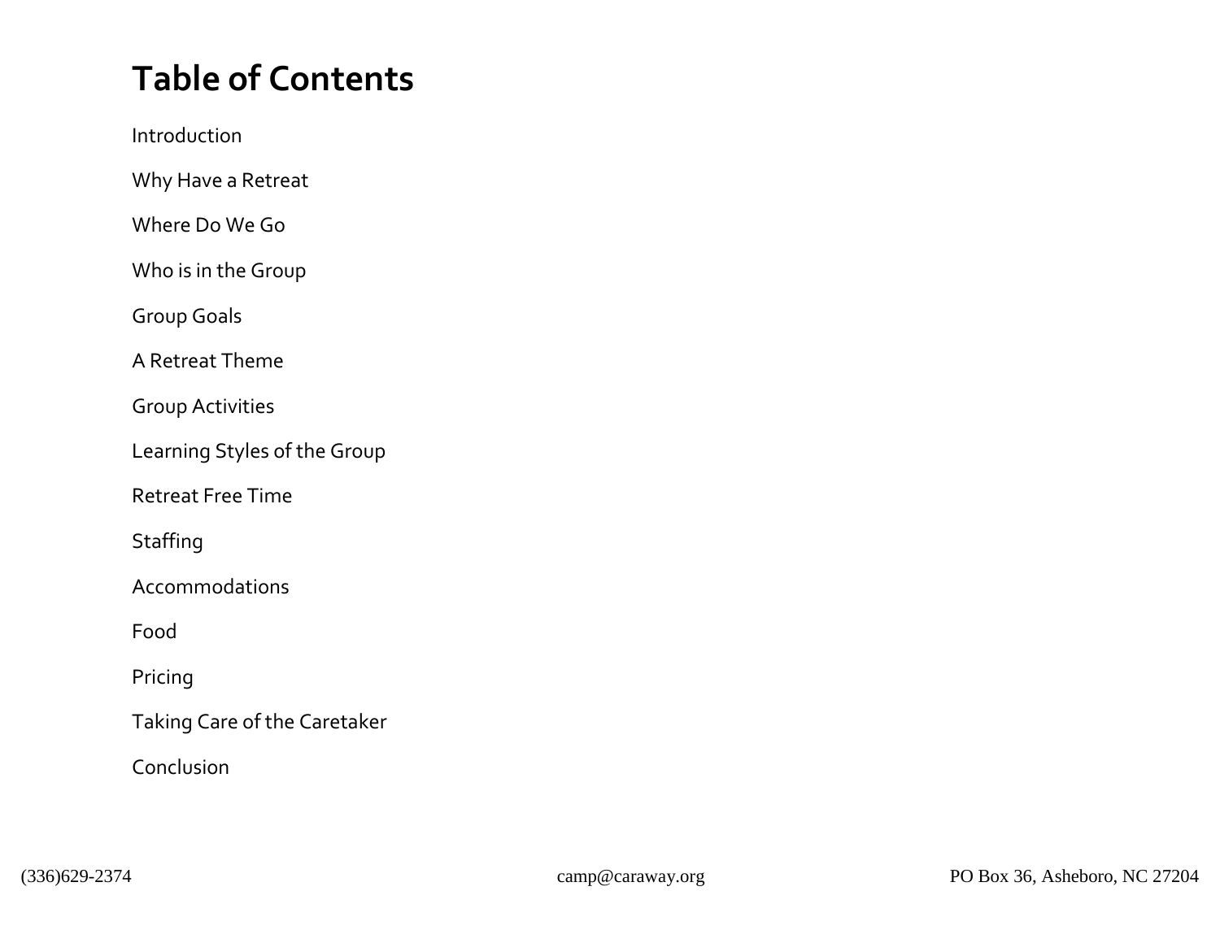# Table of Contents

Introduction

Why Have a Retreat

Where Do We Go

Who is in the Group

Group Goals

A Retreat Theme

Group Activities

Learning Styles of the Group

Retreat Free Time

Staffing

Accommodations

Food

Pricing

Taking Care of the Caretaker

Conclusion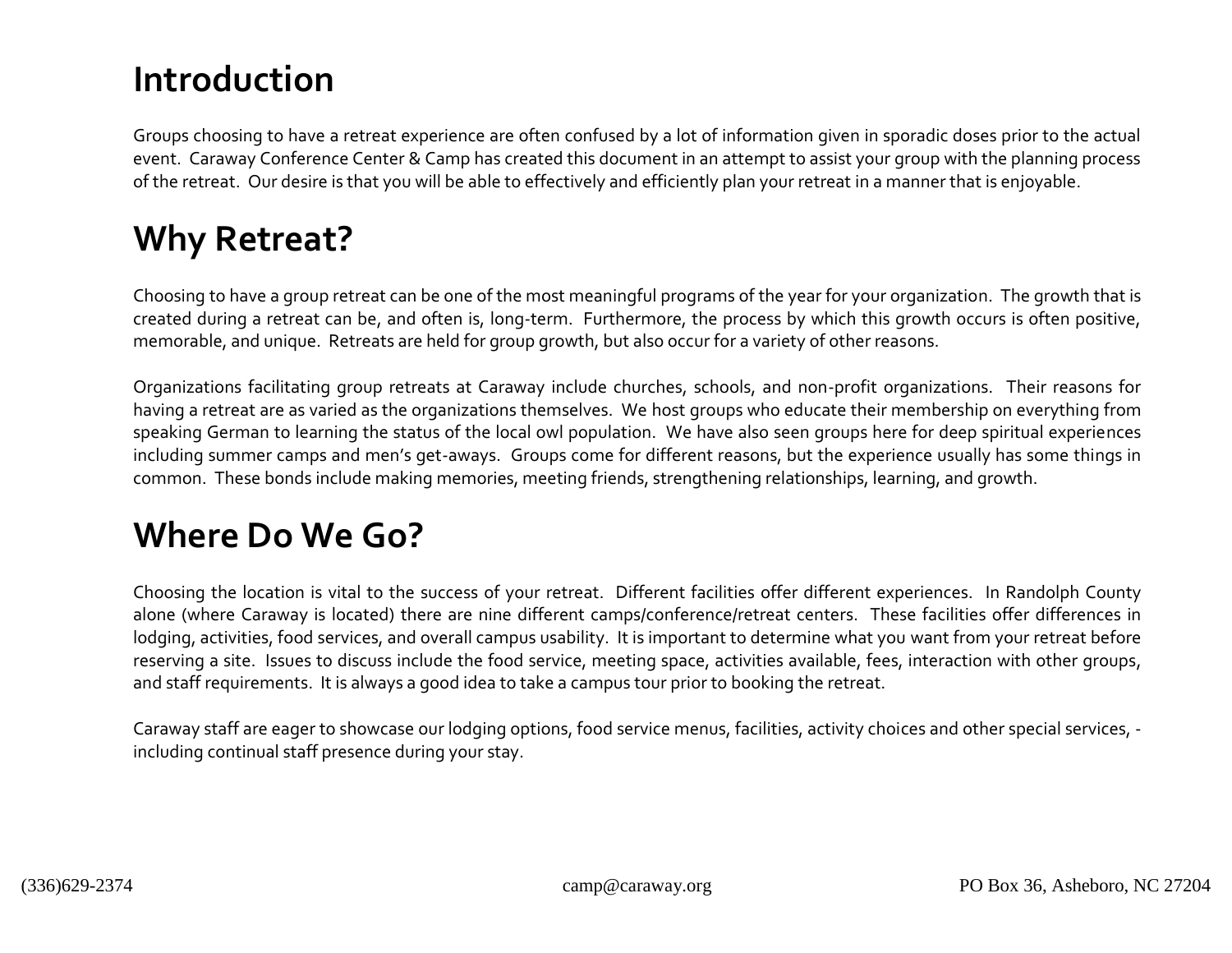# Introduction

Groups choosing to have a retreat experience are often confused by a lot of information given in sporadic doses prior to the actual event. Caraway Conference Center & Camp has created this document in an attempt to assist your group with the planning process of the retreat. Our desire is that you will be able to effectively and efficiently plan your retreat in a manner that is enjoyable.

# Why Retreat?

Choosing to have a group retreat can be one of the most meaningful programs of the year for your organization. The growth that is created during a retreat can be, and often is, long-term. Furthermore, the process by which this growth occurs is often positive, memorable, and unique. Retreats are held for group growth, but also occur for a variety of other reasons.

Organizations facilitating group retreats at Caraway include churches, schools, and non-profit organizations. Their reasons for having a retreat are as varied as the organizations themselves. We host groups who educate their membership on everything from speaking German to learning the status of the local owl population. We have also seen groups here for deep spiritual experiences including summer camps and men's get-aways. Groups come for different reasons, but the experience usually has some things in common. These bonds include making memories, meeting friends, strengthening relationships, learning, and growth.

# Where Do We Go?

Choosing the location is vital to the success of your retreat. Different facilities offer different experiences. In Randolph County alone (where Caraway is located) there are nine different camps/conference/retreat centers. These facilities offer differences in lodging, activities, food services, and overall campus usability. It is important to determine what you want from your retreat before reserving a site. Issues to discuss include the food service, meeting space, activities available, fees, interaction with other groups, and staff requirements. It is always a good idea to take a campus tour prior to booking the retreat.

Caraway staff are eager to showcase our lodging options, food service menus, facilities, activity choices and other special services, -including continual staff presence during your stay.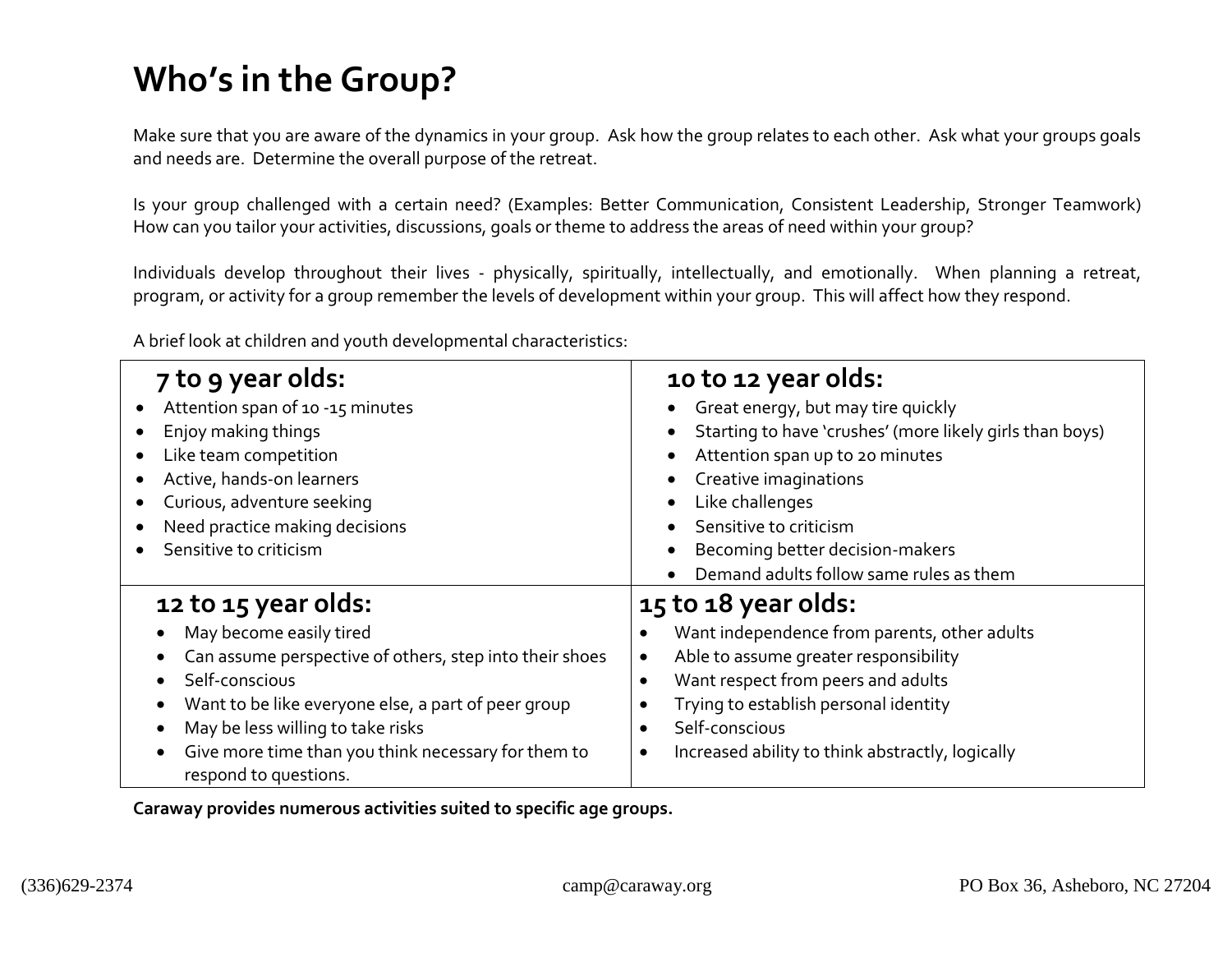# Who's in the Group?

Make sure that you are aware of the dynamics in your group. Ask how the group relates to each other. Ask what your groups goals and needs are. Determine the overall purpose of the retreat.

Is your group challenged with a certain need? (Examples: Better Communication, Consistent Leadership, Stronger Teamwork) How can you tailor your activities, discussions, goals or theme to address the areas of need within your group?

Individuals develop throughout their lives - physically, spiritually, intellectually, and emotionally. When planning a retreat, program, or activity for a group remember the levels of development within your group. This will affect how they respond.

A brief look at children and youth developmental characteristics:

| **7 to 9 year olds:** | **10 to 12 year olds:** |
|---|---|
| • Attention span of 10 -15 minutes<br>• Enjoy making things<br>• Like team competition<br>• Active, hands-on learners<br>• Curious, adventure seeking<br>• Need practice making decisions<br>• Sensitive to criticism | • Great energy, but may tire quickly<br>• Starting to have 'crushes' (more likely girls than boys)<br>• Attention span up to 20 minutes<br>• Creative imaginations<br>• Like challenges<br>• Sensitive to criticism<br>• Becoming better decision-makers<br>• Demand adults follow same rules as them |
| **12 to 15 year olds:** | **15 to 18 year olds:** |
| • May become easily tired<br>• Can assume perspective of others, step into their shoes<br>• Self-conscious<br>• Want to be like everyone else, a part of peer group<br>• May be less willing to take risks<br>• Give more time than you think necessary for them to respond to questions. | • Want independence from parents, other adults<br>• Able to assume greater responsibility<br>• Want respect from peers and adults<br>• Trying to establish personal identity<br>• Self-conscious<br>• Increased ability to think abstractly, logically |

**Caraway provides numerous activities suited to specific age groups.**

(336)629-2374 camp@caraway.org PO Box 36, Asheboro, NC 27204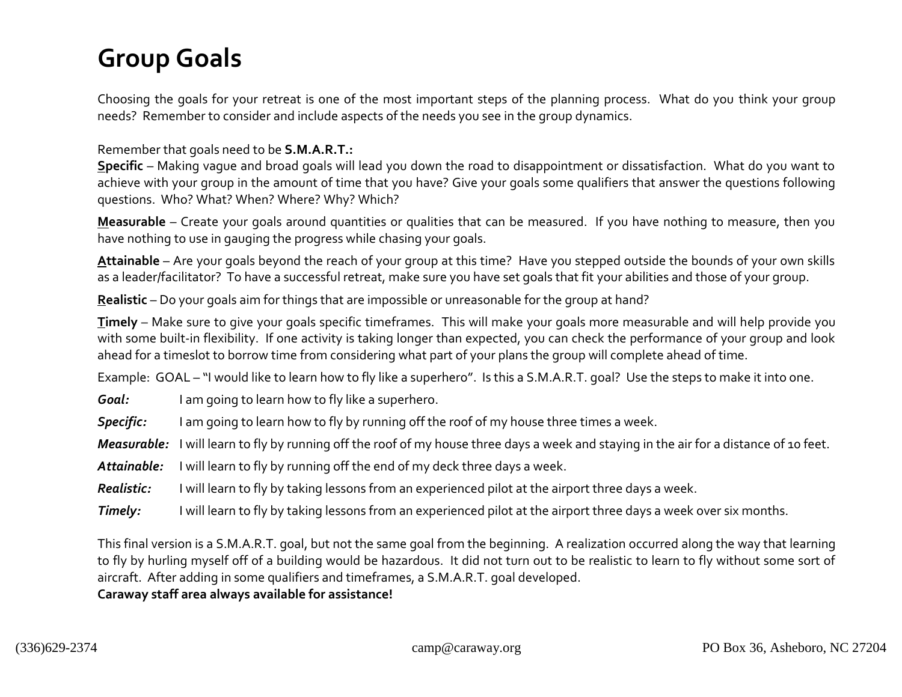# Group Goals

Choosing the goals for your retreat is one of the most important steps of the planning process. What do you think your group needs? Remember to consider and include aspects of the needs you see in the group dynamics.

Remember that goals need to be **S.M.A.R.T.:**

**Specific** – Making vague and broad goals will lead you down the road to disappointment or dissatisfaction. What do you want to achieve with your group in the amount of time that you have? Give your goals some qualifiers that answer the questions following questions. Who? What? When? Where? Why? Which?

**Measurable** – Create your goals around quantities or qualities that can be measured. If you have nothing to measure, then you have nothing to use in gauging the progress while chasing your goals.

**Attainable** – Are your goals beyond the reach of your group at this time? Have you stepped outside the bounds of your own skills as a leader/facilitator? To have a successful retreat, make sure you have set goals that fit your abilities and those of your group.

**Realistic** – Do your goals aim for things that are impossible or unreasonable for the group at hand?

**Timely** – Make sure to give your goals specific timeframes. This will make your goals more measurable and will help provide you with some built-in flexibility. If one activity is taking longer than expected, you can check the performance of your group and look ahead for a timeslot to borrow time from considering what part of your plans the group will complete ahead of time.

Example: GOAL – "I would like to learn how to fly like a superhero". Is this a S.M.A.R.T. goal? Use the steps to make it into one.

***Goal:*** I am going to learn how to fly like a superhero.

***Specific:*** I am going to learn how to fly by running off the roof of my house three times a week.

***Measurable:*** I will learn to fly by running off the roof of my house three days a week and staying in the air for a distance of 10 feet.

***Attainable:*** I will learn to fly by running off the end of my deck three days a week.

***Realistic:*** I will learn to fly by taking lessons from an experienced pilot at the airport three days a week.

***Timely:*** I will learn to fly by taking lessons from an experienced pilot at the airport three days a week over six months.

This final version is a S.M.A.R.T. goal, but not the same goal from the beginning. A realization occurred along the way that learning to fly by hurling myself off of a building would be hazardous. It did not turn out to be realistic to learn to fly without some sort of aircraft. After adding in some qualifiers and timeframes, a S.M.A.R.T. goal developed.

**Caraway staff area always available for assistance!**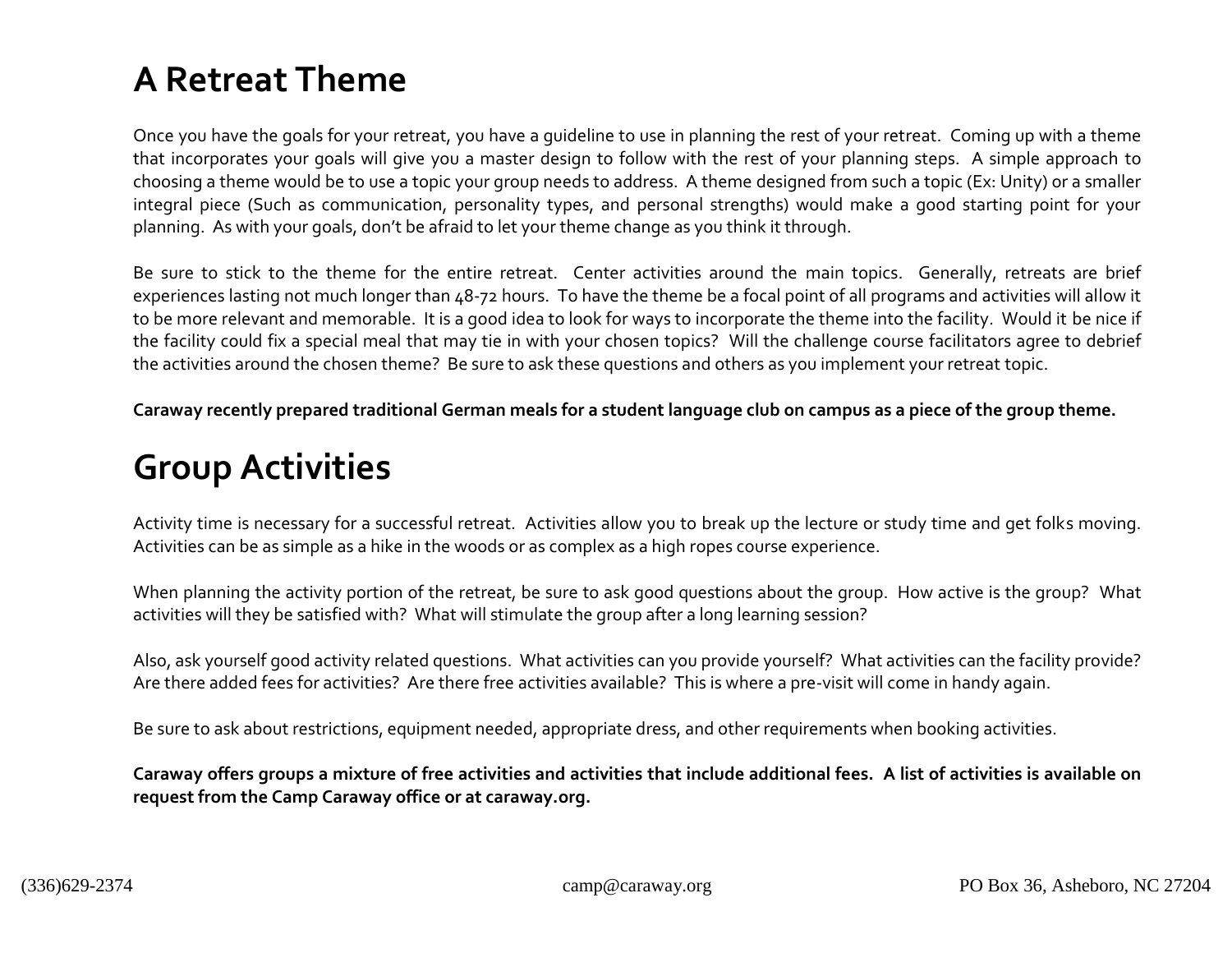# A Retreat Theme

Once you have the goals for your retreat, you have a guideline to use in planning the rest of your retreat. Coming up with a theme that incorporates your goals will give you a master design to follow with the rest of your planning steps. A simple approach to choosing a theme would be to use a topic your group needs to address. A theme designed from such a topic (Ex: Unity) or a smaller integral piece (Such as communication, personality types, and personal strengths) would make a good starting point for your planning. As with your goals, don't be afraid to let your theme change as you think it through.

Be sure to stick to the theme for the entire retreat. Center activities around the main topics. Generally, retreats are brief experiences lasting not much longer than 48-72 hours. To have the theme be a focal point of all programs and activities will allow it to be more relevant and memorable. It is a good idea to look for ways to incorporate the theme into the facility. Would it be nice if the facility could fix a special meal that may tie in with your chosen topics? Will the challenge course facilitators agree to debrief the activities around the chosen theme? Be sure to ask these questions and others as you implement your retreat topic.

**Caraway recently prepared traditional German meals for a student language club on campus as a piece of the group theme.**

# Group Activities

Activity time is necessary for a successful retreat. Activities allow you to break up the lecture or study time and get folks moving. Activities can be as simple as a hike in the woods or as complex as a high ropes course experience.

When planning the activity portion of the retreat, be sure to ask good questions about the group. How active is the group? What activities will they be satisfied with? What will stimulate the group after a long learning session?

Also, ask yourself good activity related questions. What activities can you provide yourself? What activities can the facility provide? Are there added fees for activities? Are there free activities available? This is where a pre-visit will come in handy again.

Be sure to ask about restrictions, equipment needed, appropriate dress, and other requirements when booking activities.

**Caraway offers groups a mixture of free activities and activities that include additional fees. A list of activities is available on request from the Camp Caraway office or at caraway.org.**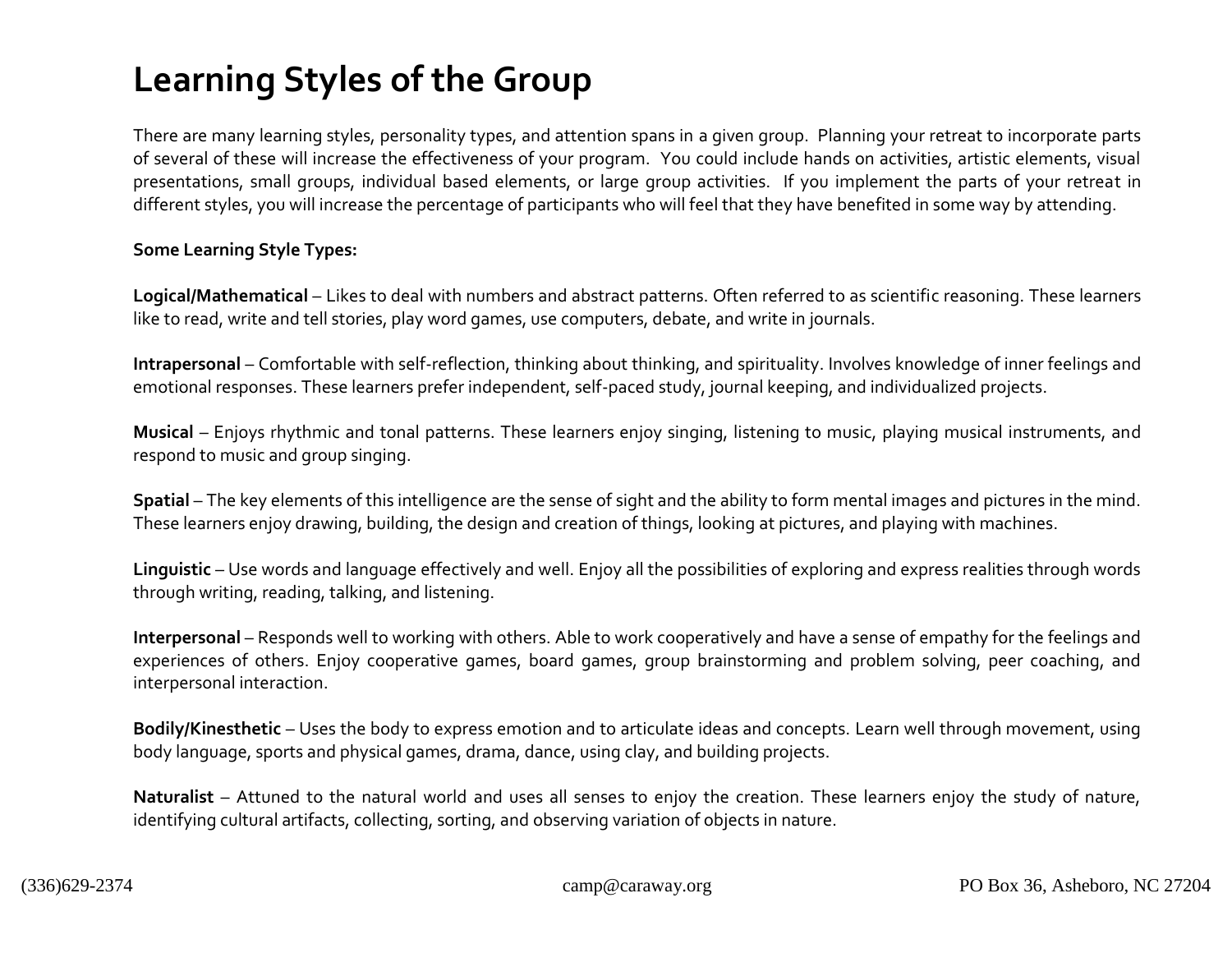# Learning Styles of the Group

There are many learning styles, personality types, and attention spans in a given group. Planning your retreat to incorporate parts of several of these will increase the effectiveness of your program. You could include hands on activities, artistic elements, visual presentations, small groups, individual based elements, or large group activities. If you implement the parts of your retreat in different styles, you will increase the percentage of participants who will feel that they have benefited in some way by attending.

**Some Learning Style Types:**

**Logical/Mathematical** – Likes to deal with numbers and abstract patterns. Often referred to as scientific reasoning. These learners like to read, write and tell stories, play word games, use computers, debate, and write in journals.

**Intrapersonal** – Comfortable with self-reflection, thinking about thinking, and spirituality. Involves knowledge of inner feelings and emotional responses. These learners prefer independent, self-paced study, journal keeping, and individualized projects.

**Musical** – Enjoys rhythmic and tonal patterns. These learners enjoy singing, listening to music, playing musical instruments, and respond to music and group singing.

**Spatial** – The key elements of this intelligence are the sense of sight and the ability to form mental images and pictures in the mind. These learners enjoy drawing, building, the design and creation of things, looking at pictures, and playing with machines.

**Linguistic** – Use words and language effectively and well. Enjoy all the possibilities of exploring and express realities through words through writing, reading, talking, and listening.

**Interpersonal** – Responds well to working with others. Able to work cooperatively and have a sense of empathy for the feelings and experiences of others. Enjoy cooperative games, board games, group brainstorming and problem solving, peer coaching, and interpersonal interaction.

**Bodily/Kinesthetic** – Uses the body to express emotion and to articulate ideas and concepts. Learn well through movement, using body language, sports and physical games, drama, dance, using clay, and building projects.

**Naturalist** – Attuned to the natural world and uses all senses to enjoy the creation. These learners enjoy the study of nature, identifying cultural artifacts, collecting, sorting, and observing variation of objects in nature.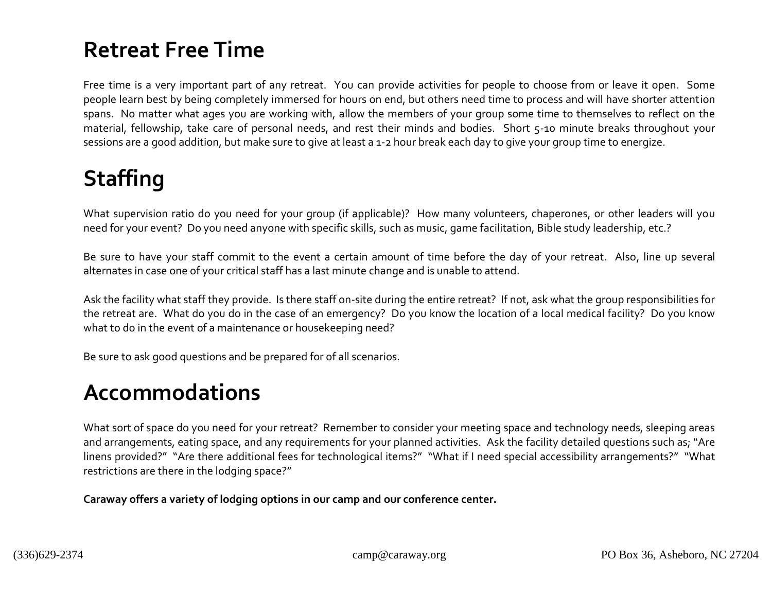# Retreat Free Time

Free time is a very important part of any retreat. You can provide activities for people to choose from or leave it open. Some people learn best by being completely immersed for hours on end, but others need time to process and will have shorter attention spans. No matter what ages you are working with, allow the members of your group some time to themselves to reflect on the material, fellowship, take care of personal needs, and rest their minds and bodies. Short 5-10 minute breaks throughout your sessions are a good addition, but make sure to give at least a 1-2 hour break each day to give your group time to energize.

# Staffing

What supervision ratio do you need for your group (if applicable)? How many volunteers, chaperones, or other leaders will you need for your event? Do you need anyone with specific skills, such as music, game facilitation, Bible study leadership, etc.?

Be sure to have your staff commit to the event a certain amount of time before the day of your retreat. Also, line up several alternates in case one of your critical staff has a last minute change and is unable to attend.

Ask the facility what staff they provide. Is there staff on-site during the entire retreat? If not, ask what the group responsibilities for the retreat are. What do you do in the case of an emergency? Do you know the location of a local medical facility? Do you know what to do in the event of a maintenance or housekeeping need?

Be sure to ask good questions and be prepared for of all scenarios.

# Accommodations

What sort of space do you need for your retreat? Remember to consider your meeting space and technology needs, sleeping areas and arrangements, eating space, and any requirements for your planned activities. Ask the facility detailed questions such as; "Are linens provided?" "Are there additional fees for technological items?" "What if I need special accessibility arrangements?" "What restrictions are there in the lodging space?"

**Caraway offers a variety of lodging options in our camp and our conference center.**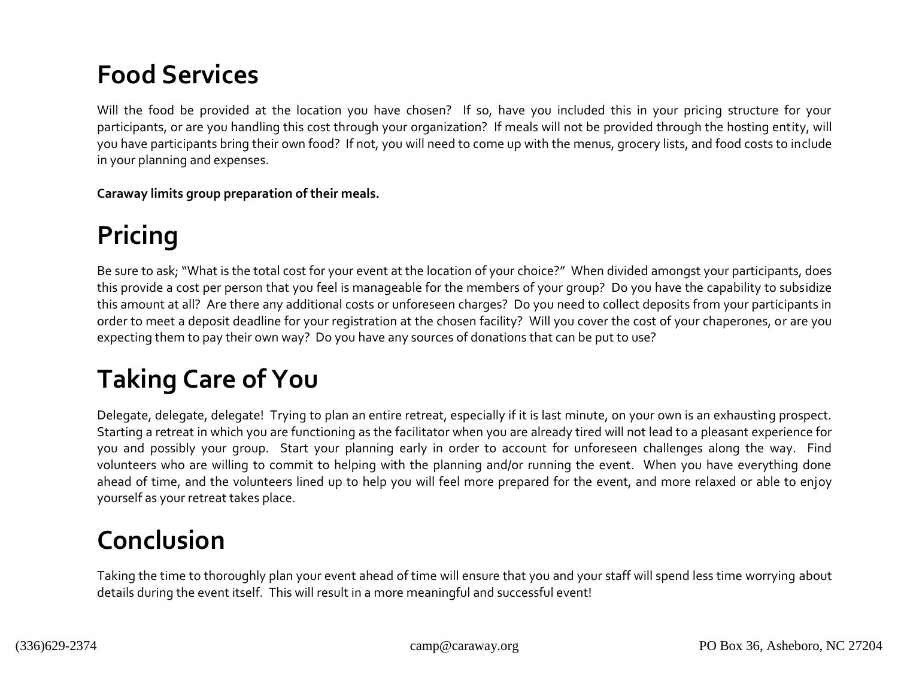# Food Services

Will the food be provided at the location you have chosen? If so, have you included this in your pricing structure for your participants, or are you handling this cost through your organization? If meals will not be provided through the hosting entity, will you have participants bring their own food? If not, you will need to come up with the menus, grocery lists, and food costs to include in your planning and expenses.

**Caraway limits group preparation of their meals.**

# Pricing

Be sure to ask; "What is the total cost for your event at the location of your choice?" When divided amongst your participants, does this provide a cost per person that you feel is manageable for the members of your group? Do you have the capability to subsidize this amount at all? Are there any additional costs or unforeseen charges? Do you need to collect deposits from your participants in order to meet a deposit deadline for your registration at the chosen facility? Will you cover the cost of your chaperones, or are you expecting them to pay their own way? Do you have any sources of donations that can be put to use?

# Taking Care of You

Delegate, delegate, delegate! Trying to plan an entire retreat, especially if it is last minute, on your own is an exhausting prospect. Starting a retreat in which you are functioning as the facilitator when you are already tired will not lead to a pleasant experience for you and possibly your group. Start your planning early in order to account for unforeseen challenges along the way. Find volunteers who are willing to commit to helping with the planning and/or running the event. When you have everything done ahead of time, and the volunteers lined up to help you will feel more prepared for the event, and more relaxed or able to enjoy yourself as your retreat takes place.

# Conclusion

Taking the time to thoroughly plan your event ahead of time will ensure that you and your staff will spend less time worrying about details during the event itself. This will result in a more meaningful and successful event!